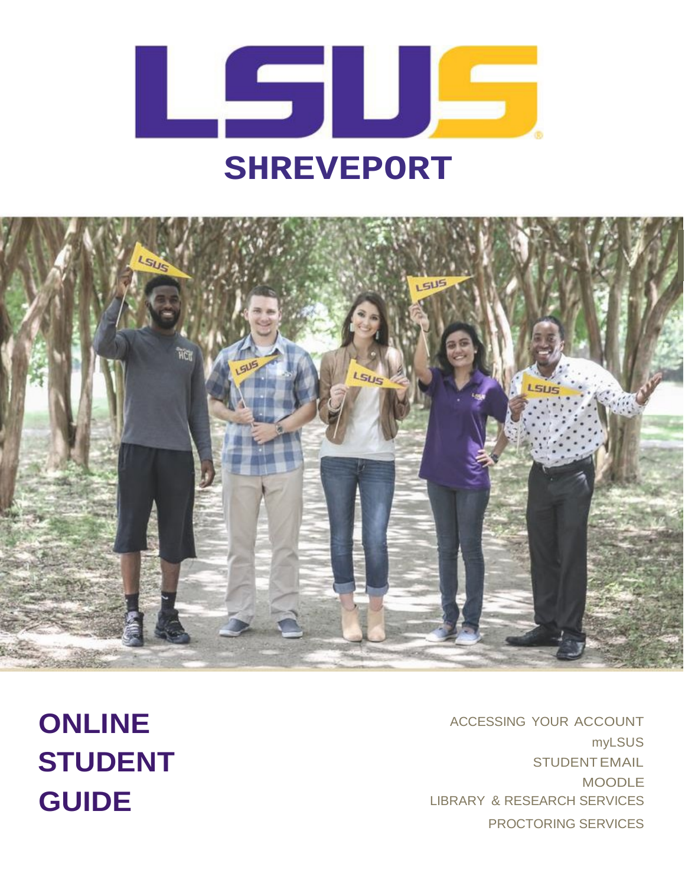# LSUS SHREVEPORT

# ONLINE STUDENT GUIDE

ACCESSING YOUR ACCOUNT
myLSUS
STUDENT EMAIL
MOODLE
LIBRARY & RESEARCH SERVICES
PROCTORING SERVICES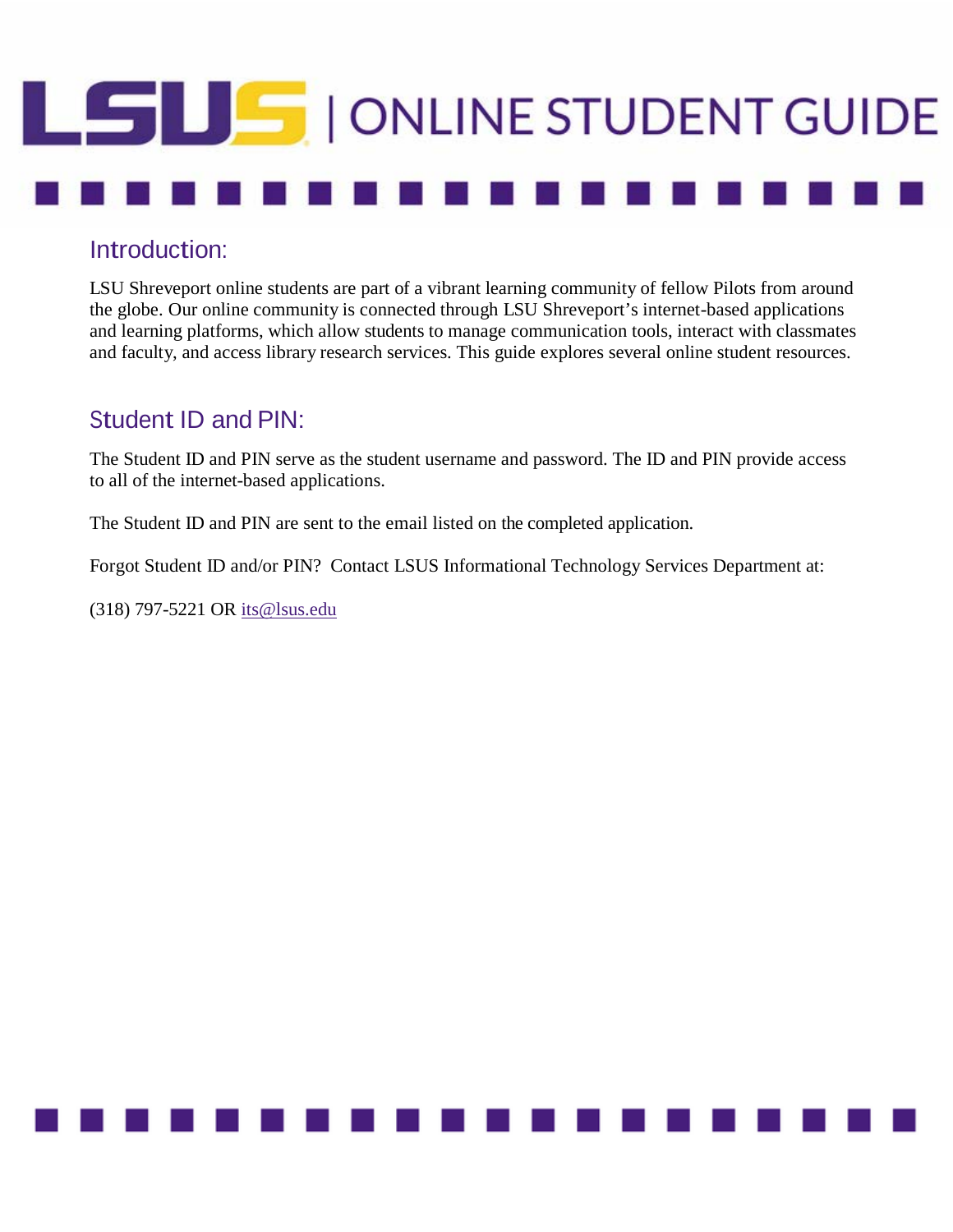# LSUS | ONLINE STUDENT GUIDE

## Introduction:

LSU Shreveport online students are part of a vibrant learning community of fellow Pilots from around the globe. Our online community is connected through LSU Shreveport's internet-based applications and learning platforms, which allow students to manage communication tools, interact with classmates and faculty, and access library research services. This guide explores several online student resources.

## Student ID and PIN:

The Student ID and PIN serve as the student username and password. The ID and PIN provide access to all of the internet-based applications.

The Student ID and PIN are sent to the email listed on the completed application.

Forgot Student ID and/or PIN? Contact LSUS Informational Technology Services Department at:

(318) 797-5221 OR its@lsus.edu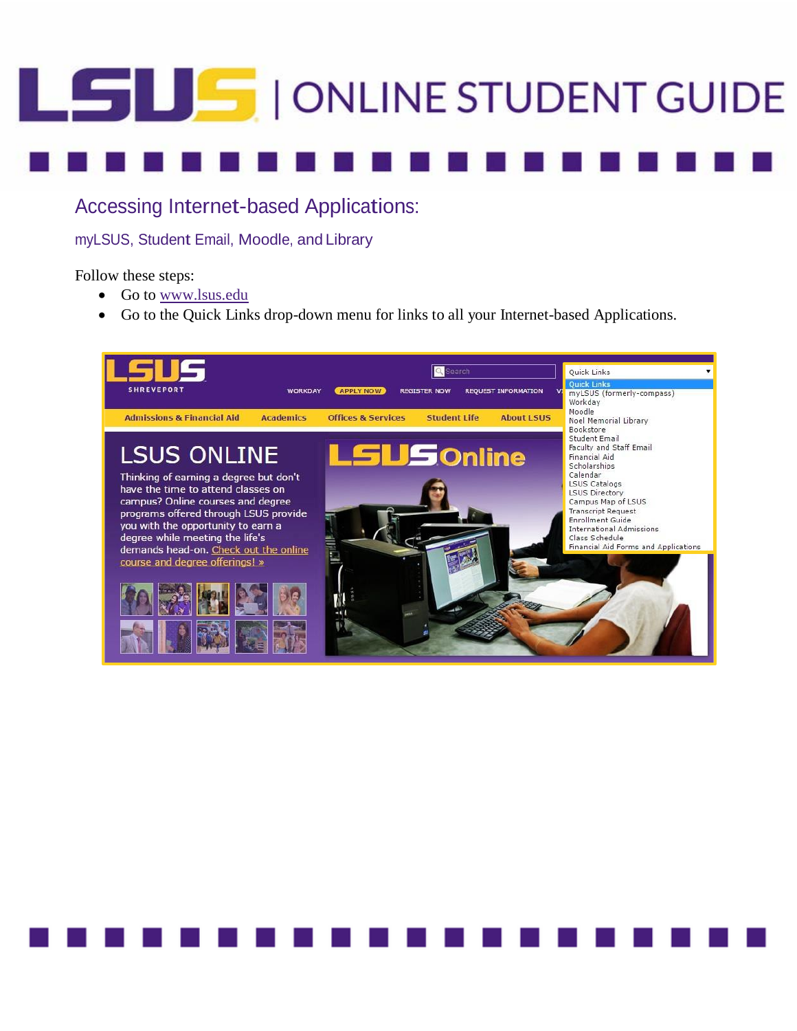## Accessing Internet-based Applications:

### myLSUS, Student Email, Moodle, and Library

Follow these steps:

- Go to www.lsus.edu
- Go to the Quick Links drop-down menu for links to all your Internet-based Applications.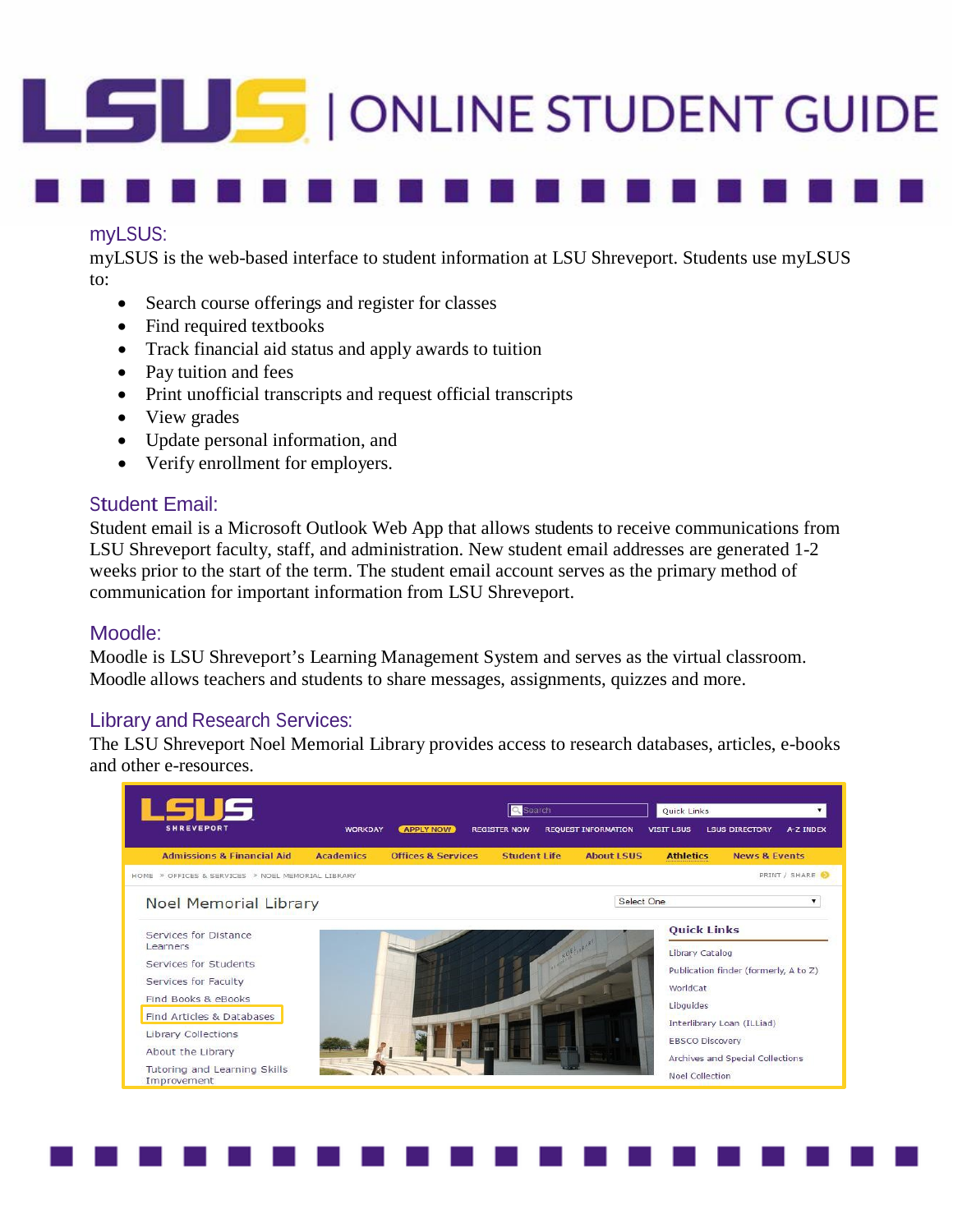# LSUS | ONLINE STUDENT GUIDE

## myLSUS:

myLSUS is the web-based interface to student information at LSU Shreveport. Students use myLSUS to:

- Search course offerings and register for classes
- Find required textbooks
- Track financial aid status and apply awards to tuition
- Pay tuition and fees
- Print unofficial transcripts and request official transcripts
- View grades
- Update personal information, and
- Verify enrollment for employers.

## Student Email:

Student email is a Microsoft Outlook Web App that allows students to receive communications from LSU Shreveport faculty, staff, and administration. New student email addresses are generated 1-2 weeks prior to the start of the term. The student email account serves as the primary method of communication for important information from LSU Shreveport.

## Moodle:

Moodle is LSU Shreveport's Learning Management System and serves as the virtual classroom. Moodle allows teachers and students to share messages, assignments, quizzes and more.

## Library and Research Services:

The LSU Shreveport Noel Memorial Library provides access to research databases, articles, e-books and other e-resources.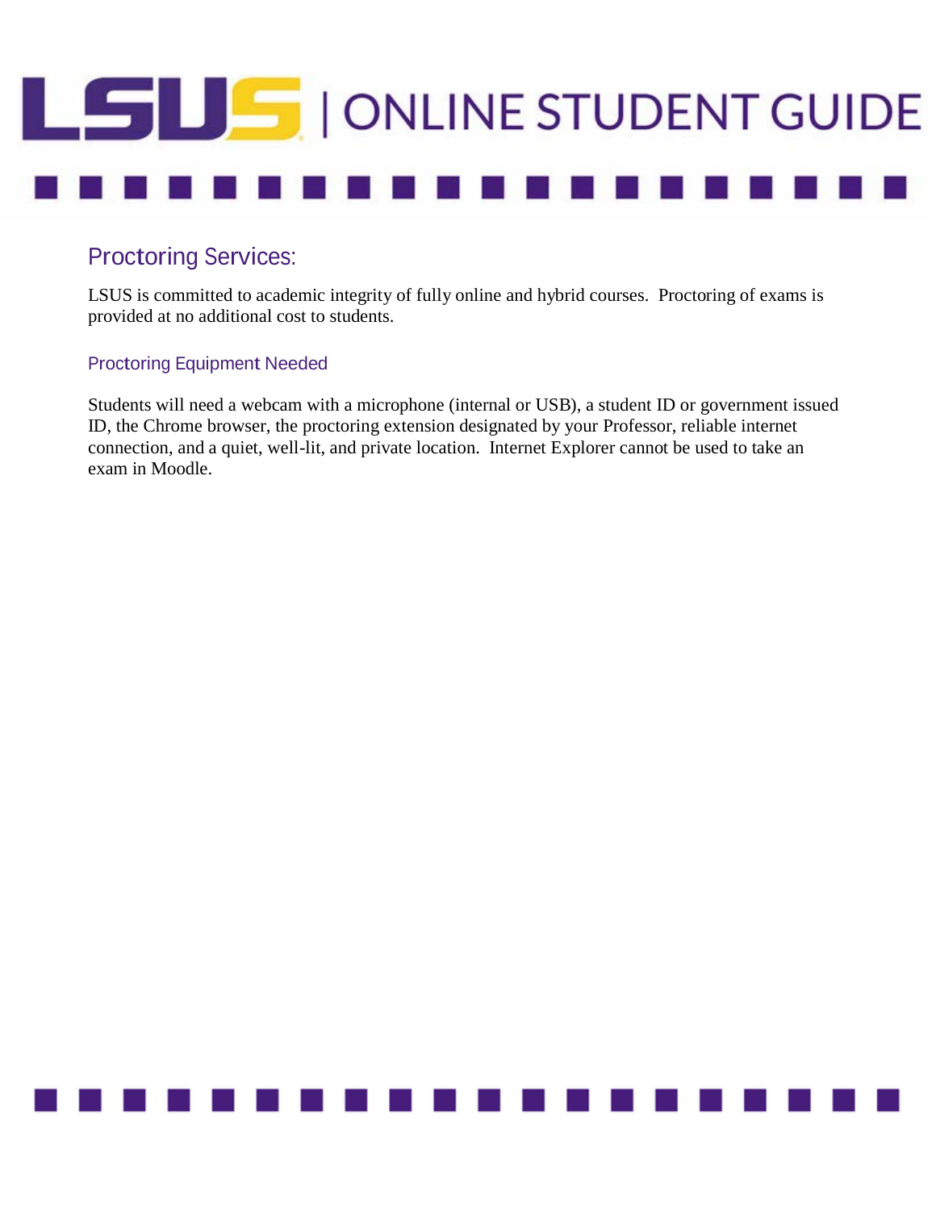## Proctoring Services:

LSUS is committed to academic integrity of fully online and hybrid courses. Proctoring of exams is provided at no additional cost to students.

### Proctoring Equipment Needed

Students will need a webcam with a microphone (internal or USB), a student ID or government issued ID, the Chrome browser, the proctoring extension designated by your Professor, reliable internet connection, and a quiet, well-lit, and private location. Internet Explorer cannot be used to take an exam in Moodle.